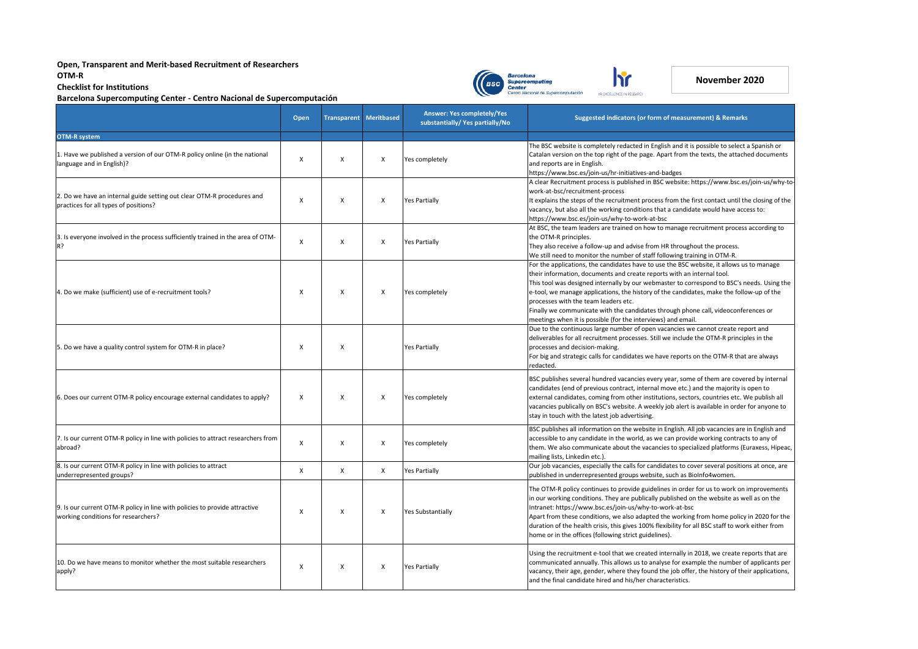**Open, Transparent and Merit-based Recruitment of Researchers**
**OTM-R**
**Checklist for Institutions**
**Barcelona Supercomputing Center - Centro Nacional de Supercomputación**

**November 2020**

| | Open | Transparent | Meritbased | Answer: Yes completely/Yes substantially/ Yes partially/No | Suggested indicators (or form of measurement) & Remarks |
|---|---|---|---|---|---|
| **OTM-R system** | | | | | |
| 1. Have we published a version of our OTM-R policy online (in the national language and in English)? | X | X | X | Yes completely | The BSC website is completely redacted in English and it is possible to select a Spanish or Catalan version on the top right of the page. Apart from the texts, the attached documents and reports are in English. https://www.bsc.es/join-us/hr-initiatives-and-badges |
| 2. Do we have an internal guide setting out clear OTM-R procedures and practices for all types of positions? | X | X | X | Yes Partially | A clear Recruitment process is published in BSC website: https://www.bsc.es/join-us/why-to-work-at-bsc/recruitment-process It explains the steps of the recruitment process from the first contact until the closing of the vacancy, but also all the working conditions that a candidate would have access to: https://www.bsc.es/join-us/why-to-work-at-bsc |
| 3. Is everyone involved in the process sufficiently trained in the area of OTM-R? | X | X | X | Yes Partially | At BSC, the team leaders are trained on how to manage recruitment process according to the OTM-R principles. They also receive a follow-up and advise from HR throughout the process. We still need to monitor the number of staff following training in OTM-R. |
| 4. Do we make (sufficient) use of e-recruitment tools? | X | X | X | Yes completely | For the applications, the candidates have to use the BSC website, it allows us to manage their information, documents and create reports with an internal tool. This tool was designed internally by our webmaster to correspond to BSC's needs. Using the e-tool, we manage applications, the history of the candidates, make the follow-up of the processes with the team leaders etc. Finally we communicate with the candidates through phone call, videoconferences or meetings when it is possible (for the interviews) and email. |
| 5. Do we have a quality control system for OTM-R in place? | X | X | | Yes Partially | Due to the continuous large number of open vacancies we cannot create report and deliverables for all recruitment processes. Still we include the OTM-R principles in the processes and decision-making. For big and strategic calls for candidates we have reports on the OTM-R that are always redacted. |
| 6. Does our current OTM-R policy encourage external candidates to apply? | X | X | X | Yes completely | BSC publishes several hundred vacancies every year, some of them are covered by internal candidates (end of previous contract, internal move etc.) and the majority is open to external candidates, coming from other institutions, sectors, countries etc. We publish all vacancies publically on BSC's website. A weekly job alert is available in order for anyone to stay in touch with the latest job advertising. |
| 7. Is our current OTM-R policy in line with policies to attract researchers from abroad? | X | X | X | Yes completely | BSC publishes all information on the website in English. All job vacancies are in English and accessible to any candidate in the world, as we can provide working contracts to any of them. We also communicate about the vacancies to specialized platforms (Euraxess, Hipeac, mailing lists, Linkedin etc.). |
| 8. Is our current OTM-R policy in line with policies to attract underrepresented groups? | X | X | X | Yes Partially | Our job vacancies, especially the calls for candidates to cover several positions at once, are published in underrepresented groups website, such as BioInfo4women. |
| 9. Is our current OTM-R policy in line with policies to provide attractive working conditions for researchers? | X | X | X | Yes Substantially | The OTM-R policy continues to provide guidelines in order for us to work on improvements in our working conditions. They are publically published on the website as well as on the Intranet: https://www.bsc.es/join-us/why-to-work-at-bsc Apart from these conditions, we also adapted the working from home policy in 2020 for the duration of the health crisis, this gives 100% flexibility for all BSC staff to work either from home or in the offices (following strict guidelines). |
| 10. Do we have means to monitor whether the most suitable researchers apply? | X | X | X | Yes Partially | Using the recruitment e-tool that we created internally in 2018, we create reports that are communicated annually. This allows us to analyse for example the number of applicants per vacancy, their age, gender, where they found the job offer, the history of their applications, and the final candidate hired and his/her characteristics. |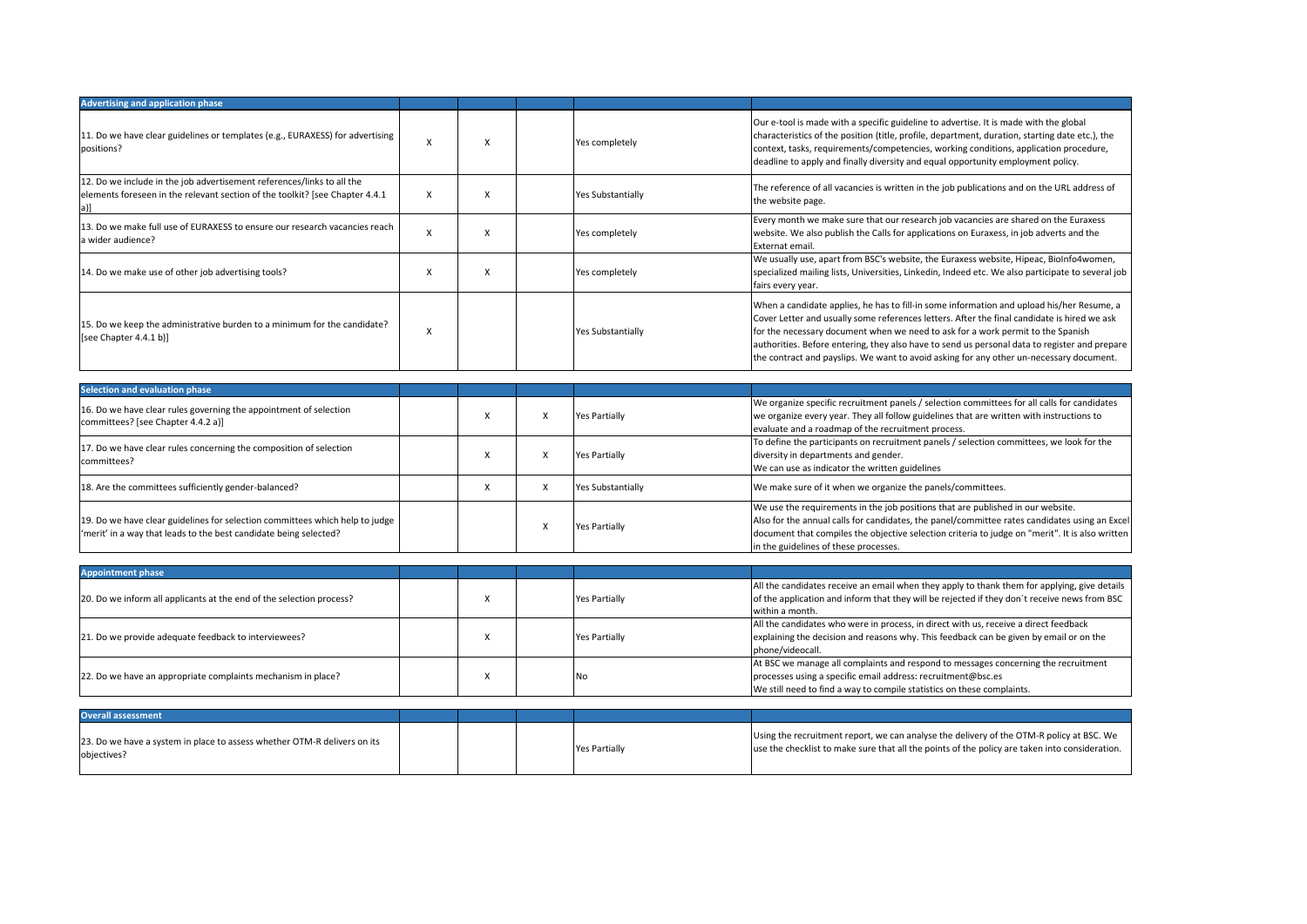| Advertising and application phase | | | | | |
|---|---|---|---|---|---|
| 11. Do we have clear guidelines or templates (e.g., EURAXESS) for advertising positions? | X | X | | Yes completely | Our e-tool is made with a specific guideline to advertise. It is made with the global characteristics of the position (title, profile, department, duration, starting date etc.), the context, tasks, requirements/competencies, working conditions, application procedure, deadline to apply and finally diversity and equal opportunity employment policy. |
| 12. Do we include in the job advertisement references/links to all the elements foreseen in the relevant section of the toolkit? [see Chapter 4.4.1 a)] | X | X | | Yes Substantially | The reference of all vacancies is written in the job publications and on the URL address of the website page. |
| 13. Do we make full use of EURAXESS to ensure our research vacancies reach a wider audience? | X | X | | Yes completely | Every month we make sure that our research job vacancies are shared on the Euraxess website. We also publish the Calls for applications on Euraxess, in job adverts and the Externat email. |
| 14. Do we make use of other job advertising tools? | X | X | | Yes completely | We usually use, apart from BSC's website, the Euraxess website, Hipeac, BioInfo4women, specialized mailing lists, Universities, Linkedin, Indeed etc. We also participate to several job fairs every year. |
| 15. Do we keep the administrative burden to a minimum for the candidate? [see Chapter 4.4.1 b)] | X | | | Yes Substantially | When a candidate applies, he has to fill-in some information and upload his/her Resume, a Cover Letter and usually some references letters. After the final candidate is hired we ask for the necessary document when we need to ask for a work permit to the Spanish authorities. Before entering, they also have to send us personal data to register and prepare the contract and payslips. We want to avoid asking for any other un-necessary document. |

| Selection and evaluation phase | | | | | |
|---|---|---|---|---|---|
| 16. Do we have clear rules governing the appointment of selection committees? [see Chapter 4.4.2 a)] | | X | X | Yes Partially | We organize specific recruitment panels / selection committees for all calls for candidates we organize every year. They all follow guidelines that are written with instructions to evaluate and a roadmap of the recruitment process. |
| 17. Do we have clear rules concerning the composition of selection committees? | | X | X | Yes Partially | To define the participants on recruitment panels / selection committees, we look for the diversity in departments and gender.<br>We can use as indicator the written guidelines |
| 18. Are the committees sufficiently gender-balanced? | | X | X | Yes Substantially | We make sure of it when we organize the panels/committees. |
| 19. Do we have clear guidelines for selection committees which help to judge 'merit' in a way that leads to the best candidate being selected? | | | X | Yes Partially | We use the requirements in the job positions that are published in our website.<br>Also for the annual calls for candidates, the panel/committee rates candidates using an Excel document that compiles the objective selection criteria to judge on "merit". It is also written in the guidelines of these processes. |

| Appointment phase | | | | | |
|---|---|---|---|---|---|
| 20. Do we inform all applicants at the end of the selection process? | | X | | Yes Partially | All the candidates receive an email when they apply to thank them for applying, give details of the application and inform that they will be rejected if they don´t receive news from BSC within a month. |
| 21. Do we provide adequate feedback to interviewees? | | X | | Yes Partially | All the candidates who were in process, in direct with us, receive a direct feedback explaining the decision and reasons why. This feedback can be given by email or on the phone/videocall. |
| 22. Do we have an appropriate complaints mechanism in place? | | X | | No | At BSC we manage all complaints and respond to messages concerning the recruitment processes using a specific email address: recruitment@bsc.es<br>We still need to find a way to compile statistics on these complaints. |

| Overall assessment | | | | | |
|---|---|---|---|---|---|
| 23. Do we have a system in place to assess whether OTM-R delivers on its objectives? | | | | Yes Partially | Using the recruitment report, we can analyse the delivery of the OTM-R policy at BSC. We use the checklist to make sure that all the points of the policy are taken into consideration. |